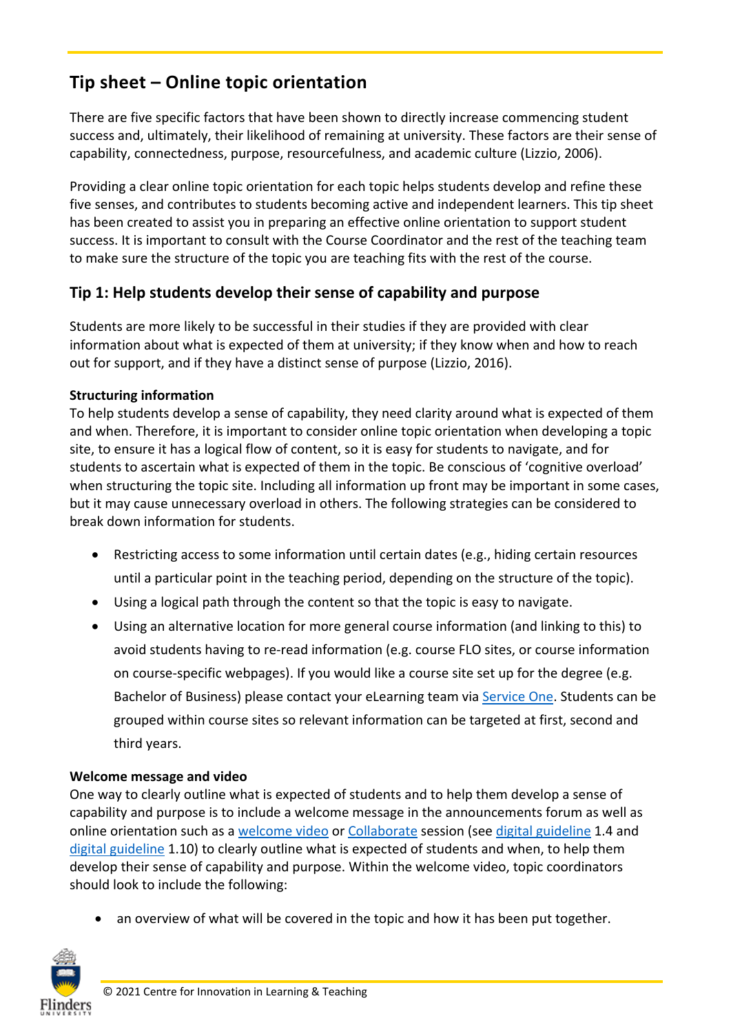# Tip sheet – Online topic orientation

There are five specific factors that have been shown to directly increase commencing student success and, ultimately, their likelihood of remaining at university. These factors are their sense of capability, connectedness, purpose, resourcefulness, and academic culture (Lizzio, 2006).

Providing a clear online topic orientation for each topic helps students develop and refine these five senses, and contributes to students becoming active and independent learners. This tip sheet has been created to assist you in preparing an effective online orientation to support student success. It is important to consult with the Course Coordinator and the rest of the teaching team to make sure the structure of the topic you are teaching fits with the rest of the course.

## Tip 1: Help students develop their sense of capability and purpose

Students are more likely to be successful in their studies if they are provided with clear information about what is expected of them at university; if they know when and how to reach out for support, and if they have a distinct sense of purpose (Lizzio, 2016).

**Structuring information**

To help students develop a sense of capability, they need clarity around what is expected of them and when. Therefore, it is important to consider online topic orientation when developing a topic site, to ensure it has a logical flow of content, so it is easy for students to navigate, and for students to ascertain what is expected of them in the topic. Be conscious of 'cognitive overload' when structuring the topic site. Including all information up front may be important in some cases, but it may cause unnecessary overload in others. The following strategies can be considered to break down information for students.

- Restricting access to some information until certain dates (e.g., hiding certain resources until a particular point in the teaching period, depending on the structure of the topic).
- Using a logical path through the content so that the topic is easy to navigate.
- Using an alternative location for more general course information (and linking to this) to avoid students having to re-read information (e.g. course FLO sites, or course information on course-specific webpages). If you would like a course site set up for the degree (e.g. Bachelor of Business) please contact your eLearning team via Service One. Students can be grouped within course sites so relevant information can be targeted at first, second and third years.

**Welcome message and video**

One way to clearly outline what is expected of students and to help them develop a sense of capability and purpose is to include a welcome message in the announcements forum as well as online orientation such as a welcome video or Collaborate session (see digital guideline 1.4 and digital guideline 1.10) to clearly outline what is expected of students and when, to help them develop their sense of capability and purpose. Within the welcome video, topic coordinators should look to include the following:

- an overview of what will be covered in the topic and how it has been put together.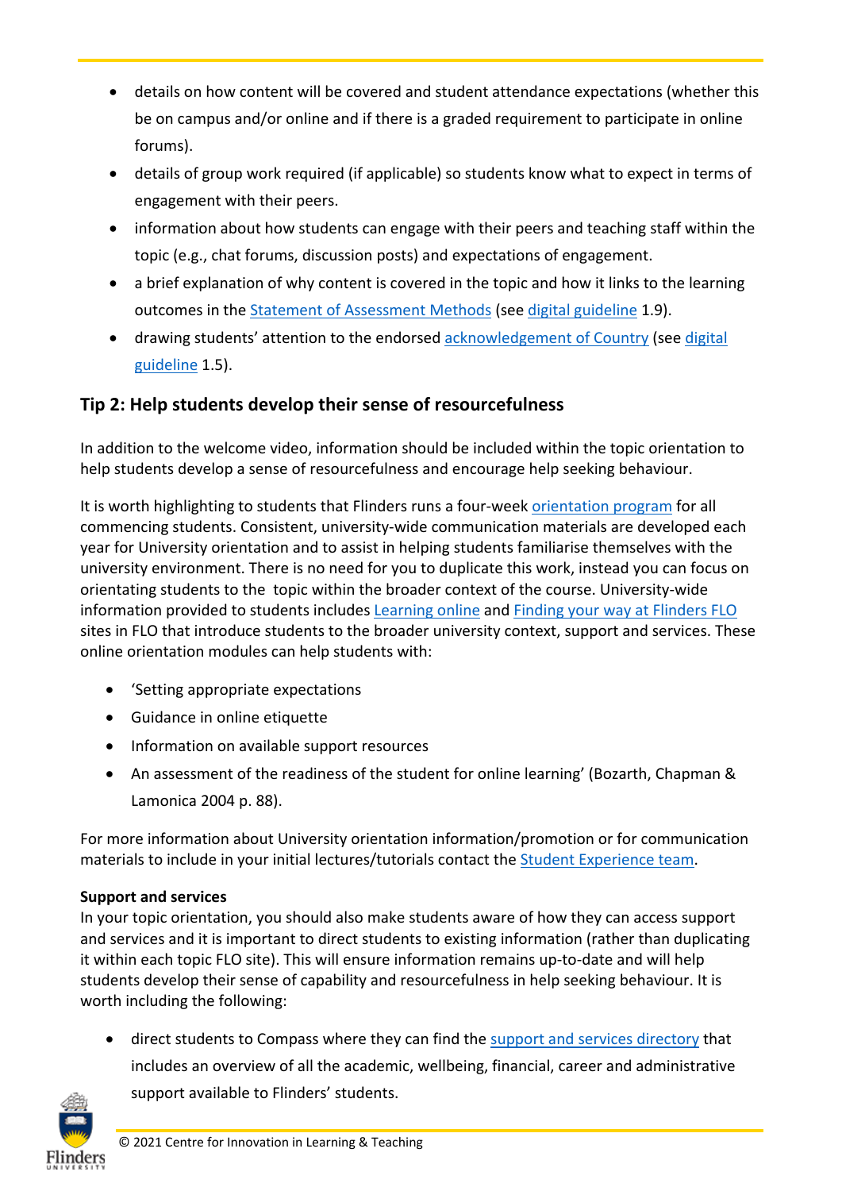- details on how content will be covered and student attendance expectations (whether this be on campus and/or online and if there is a graded requirement to participate in online forums).
- details of group work required (if applicable) so students know what to expect in terms of engagement with their peers.
- information about how students can engage with their peers and teaching staff within the topic (e.g., chat forums, discussion posts) and expectations of engagement.
- a brief explanation of why content is covered in the topic and how it links to the learning outcomes in the Statement of Assessment Methods (see digital guideline 1.9).
- drawing students' attention to the endorsed acknowledgement of Country (see digital guideline 1.5).

## Tip 2: Help students develop their sense of resourcefulness

In addition to the welcome video, information should be included within the topic orientation to help students develop a sense of resourcefulness and encourage help seeking behaviour.

It is worth highlighting to students that Flinders runs a four-week orientation program for all commencing students. Consistent, university-wide communication materials are developed each year for University orientation and to assist in helping students familiarise themselves with the university environment. There is no need for you to duplicate this work, instead you can focus on orientating students to the topic within the broader context of the course. University-wide information provided to students includes Learning online and Finding your way at Flinders FLO sites in FLO that introduce students to the broader university context, support and services. These online orientation modules can help students with:

- 'Setting appropriate expectations
- Guidance in online etiquette
- Information on available support resources
- An assessment of the readiness of the student for online learning' (Bozarth, Chapman & Lamonica 2004 p. 88).

For more information about University orientation information/promotion or for communication materials to include in your initial lectures/tutorials contact the Student Experience team.

**Support and services**

In your topic orientation, you should also make students aware of how they can access support and services and it is important to direct students to existing information (rather than duplicating it within each topic FLO site). This will ensure information remains up-to-date and will help students develop their sense of capability and resourcefulness in help seeking behaviour. It is worth including the following:

- direct students to Compass where they can find the support and services directory that includes an overview of all the academic, wellbeing, financial, career and administrative support available to Flinders' students.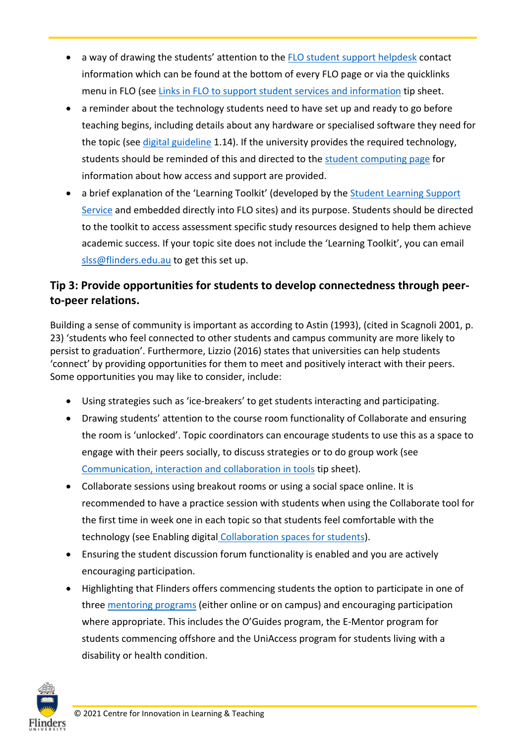- a way of drawing the students' attention to the FLO student support helpdesk contact information which can be found at the bottom of every FLO page or via the quicklinks menu in FLO (see Links in FLO to support student services and information tip sheet.
- a reminder about the technology students need to have set up and ready to go before teaching begins, including details about any hardware or specialised software they need for the topic (see digital guideline 1.14). If the university provides the required technology, students should be reminded of this and directed to the student computing page for information about how access and support are provided.
- a brief explanation of the 'Learning Toolkit' (developed by the Student Learning Support Service and embedded directly into FLO sites) and its purpose. Students should be directed to the toolkit to access assessment specific study resources designed to help them achieve academic success. If your topic site does not include the 'Learning Toolkit', you can email slss@flinders.edu.au to get this set up.

## Tip 3: Provide opportunities for students to develop connectedness through peer-to-peer relations.

Building a sense of community is important as according to Astin (1993), (cited in Scagnoli 2001, p. 23) 'students who feel connected to other students and campus community are more likely to persist to graduation'. Furthermore, Lizzio (2016) states that universities can help students 'connect' by providing opportunities for them to meet and positively interact with their peers. Some opportunities you may like to consider, include:

- Using strategies such as 'ice-breakers' to get students interacting and participating.
- Drawing students' attention to the course room functionality of Collaborate and ensuring the room is 'unlocked'. Topic coordinators can encourage students to use this as a space to engage with their peers socially, to discuss strategies or to do group work (see Communication, interaction and collaboration in tools tip sheet).
- Collaborate sessions using breakout rooms or using a social space online. It is recommended to have a practice session with students when using the Collaborate tool for the first time in week one in each topic so that students feel comfortable with the technology (see Enabling digital Collaboration spaces for students).
- Ensuring the student discussion forum functionality is enabled and you are actively encouraging participation.
- Highlighting that Flinders offers commencing students the option to participate in one of three mentoring programs (either online or on campus) and encouraging participation where appropriate. This includes the O'Guides program, the E-Mentor program for students commencing offshore and the UniAccess program for students living with a disability or health condition.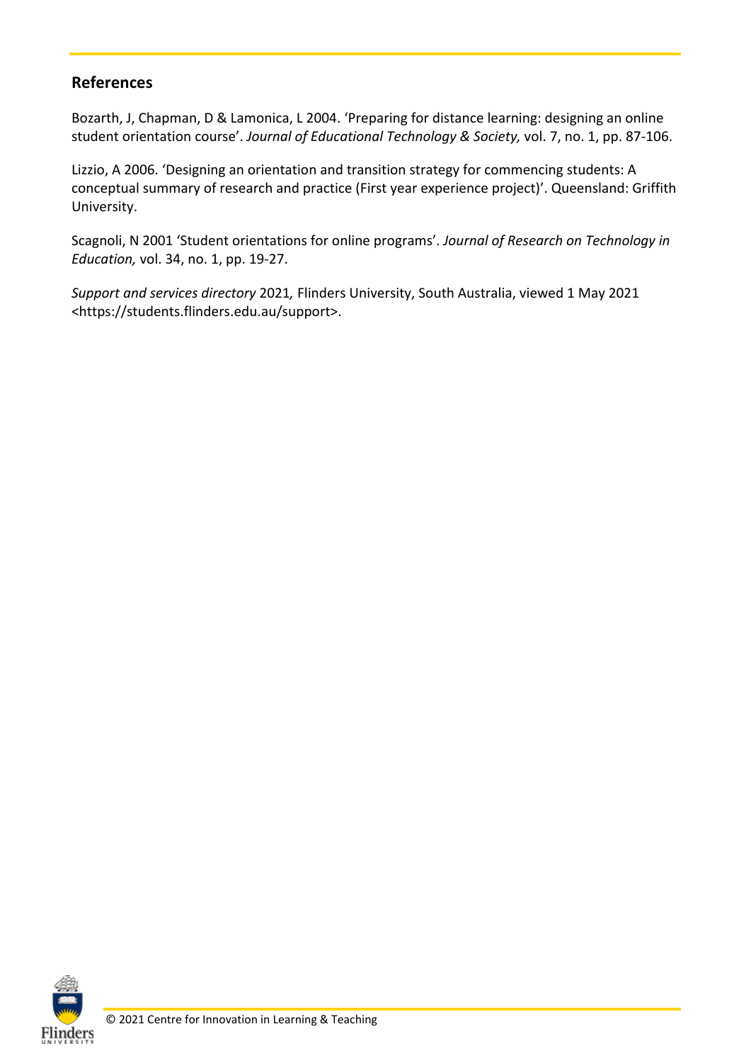## References

Bozarth, J, Chapman, D & Lamonica, L 2004. 'Preparing for distance learning: designing an online student orientation course'. *Journal of Educational Technology & Society,* vol. 7, no. 1, pp. 87-106.

Lizzio, A 2006. 'Designing an orientation and transition strategy for commencing students: A conceptual summary of research and practice (First year experience project)'. Queensland: Griffith University.

Scagnoli, N 2001 'Student orientations for online programs'. *Journal of Research on Technology in Education,* vol. 34, no. 1, pp. 19-27.

*Support and services directory* 2021*,* Flinders University, South Australia, viewed 1 May 2021 <https://students.flinders.edu.au/support>.

© 2021 Centre for Innovation in Learning & Teaching